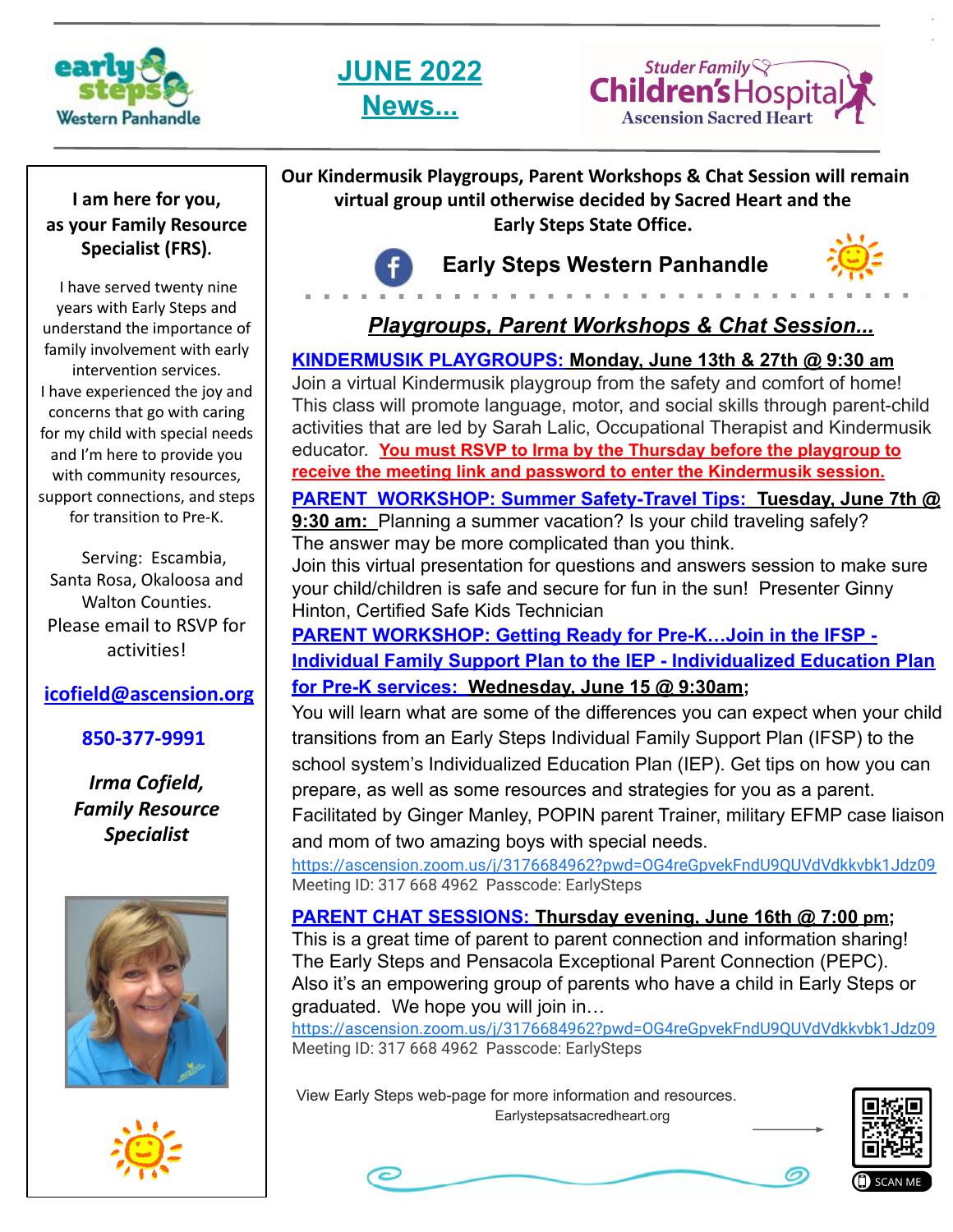early steps Western Panhandle

# JUNE 2022 News...

Studer Family Children's Hospital Ascension Sacred Heart

**I am here for you, as your Family Resource Specialist (FRS).**

I have served twenty nine years with Early Steps and understand the importance of family involvement with early intervention services. I have experienced the joy and concerns that go with caring for my child with special needs and I'm here to provide you with community resources, support connections, and steps for transition to Pre-K.

Serving: Escambia, Santa Rosa, Okaloosa and Walton Counties. Please email to RSVP for activities!

**icofield@ascension.org**

**850-377-9991**

***Irma Cofield, Family Resource Specialist***

**Our Kindermusik Playgroups, Parent Workshops & Chat Session will remain virtual group until otherwise decided by Sacred Heart and the Early Steps State Office.**

**Early Steps Western Panhandle**

## *Playgroups, Parent Workshops & Chat Session...*

**KINDERMUSIK PLAYGROUPS: Monday, June 13th & 27th @ 9:30 am**
Join a virtual Kindermusik playgroup from the safety and comfort of home! This class will promote language, motor, and social skills through parent-child activities that are led by Sarah Lalic, Occupational Therapist and Kindermusik educator. **You must RSVP to Irma by the Thursday before the playgroup to receive the meeting link and password to enter the Kindermusik session.**

**PARENT WORKSHOP: Summer Safety-Travel Tips: Tuesday, June 7th @ 9:30 am:** Planning a summer vacation? Is your child traveling safely? The answer may be more complicated than you think. Join this virtual presentation for questions and answers session to make sure your child/children is safe and secure for fun in the sun! Presenter Ginny Hinton, Certified Safe Kids Technician

**PARENT WORKSHOP: Getting Ready for Pre-K…Join in the IFSP - Individual Family Support Plan to the IEP - Individualized Education Plan for Pre-K services: Wednesday, June 15 @ 9:30am;**
You will learn what are some of the differences you can expect when your child transitions from an Early Steps Individual Family Support Plan (IFSP) to the school system's Individualized Education Plan (IEP). Get tips on how you can prepare, as well as some resources and strategies for you as a parent. Facilitated by Ginger Manley, POPIN parent Trainer, military EFMP case liaison and mom of two amazing boys with special needs.
https://ascension.zoom.us/j/3176684962?pwd=OG4reGpvekFndU9QUVdVdkkvbk1Jdz09
Meeting ID: 317 668 4962 Passcode: EarlySteps

**PARENT CHAT SESSIONS: Thursday evening, June 16th @ 7:00 pm;**
This is a great time of parent to parent connection and information sharing! The Early Steps and Pensacola Exceptional Parent Connection (PEPC). Also it's an empowering group of parents who have a child in Early Steps or graduated. We hope you will join in…
https://ascension.zoom.us/j/3176684962?pwd=OG4reGpvekFndU9QUVdVdkkvbk1Jdz09
Meeting ID: 317 668 4962 Passcode: EarlySteps

View Early Steps web-page for more information and resources.
Earlystepsatsacredheart.org

SCAN ME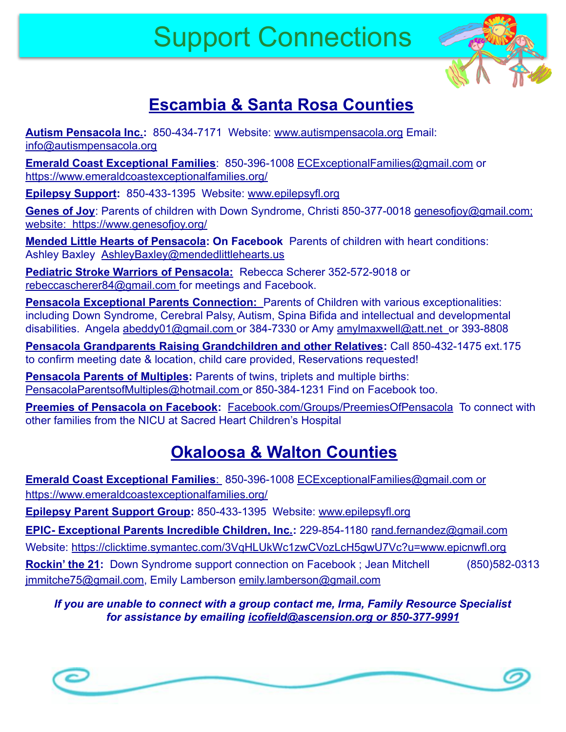# Support Connections

## Escambia & Santa Rosa Counties

**Autism Pensacola Inc.:** 850-434-7171 Website: www.autismpensacola.org Email: info@autismpensacola.org

**Emerald Coast Exceptional Families**: 850-396-1008 ECExceptionalFamilies@gmail.com or https://www.emeraldcoastexceptionalfamilies.org/

**Epilepsy Support:** 850-433-1395 Website: www.epilepsyfl.org

**Genes of Joy**: Parents of children with Down Syndrome, Christi 850-377-0018 genesofjoy@gmail.com; website: https://www.genesofjoy.org/

**Mended Little Hearts of Pensacola: On Facebook** Parents of children with heart conditions: Ashley Baxley AshleyBaxley@mendedlittlehearts.us

**Pediatric Stroke Warriors of Pensacola:** Rebecca Scherer 352-572-9018 or rebeccascherer84@gmail.com for meetings and Facebook.

**Pensacola Exceptional Parents Connection:** Parents of Children with various exceptionalities: including Down Syndrome, Cerebral Palsy, Autism, Spina Bifida and intellectual and developmental disabilities. Angela abeddy01@gmail.com or 384-7330 or Amy amylmaxwell@att.net or 393-8808

**Pensacola Grandparents Raising Grandchildren and other Relatives:** Call 850-432-1475 ext.175 to confirm meeting date & location, child care provided, Reservations requested!

**Pensacola Parents of Multiples:** Parents of twins, triplets and multiple births: PensacolaParentsofMultiples@hotmail.com or 850-384-1231 Find on Facebook too.

**Preemies of Pensacola on Facebook:** Facebook.com/Groups/PreemiesOfPensacola To connect with other families from the NICU at Sacred Heart Children's Hospital

## Okaloosa & Walton Counties

**Emerald Coast Exceptional Families**: 850-396-1008 ECExceptionalFamilies@gmail.com or https://www.emeraldcoastexceptionalfamilies.org/

**Epilepsy Parent Support Group:** 850-433-1395 Website: www.epilepsyfl.org

**EPIC- Exceptional Parents Incredible Children, Inc.:** 229-854-1180 rand.fernandez@gmail.com

Website: https://clicktime.symantec.com/3VqHLUkWc1zwCVozLcH5gwU7Vc?u=www.epicnwfl.org

**Rockin' the 21:** Down Syndrome support connection on Facebook ; Jean Mitchell (850)582-0313 jmmitche75@gmail.com, Emily Lamberson emily.lamberson@gmail.com

***If you are unable to connect with a group contact me, Irma, Family Resource Specialist for assistance by emailing icofield@ascension.org or 850-377-9991***